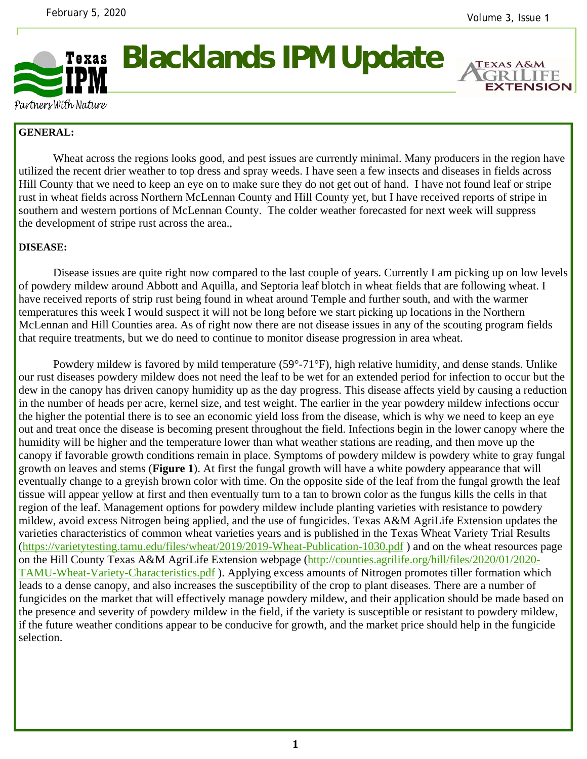# Blacklands IPM Update

Texas IPM — Partners With Nature

Texas A&M AgriLife Extension

February 5, 2020

## GENERAL:

Wheat across the regions looks good, and pest issues are currently minimal. Many producers in the region have utilized the recent drier weather to top dress and spray weeds. I have seen a few insects and diseases in fields across Hill County that we need to keep an eye on to make sure they do not get out of hand. I have not found leaf or stripe rust in wheat fields across Northern McLennan County and Hill County yet, but I have received reports of stripe in southern and western portions of McLennan County. The colder weather forecasted for next week will suppress the development of stripe rust across the area.,

## DISEASE:

Disease issues are quite right now compared to the last couple of years. Currently I am picking up on low levels of powdery mildew around Abbott and Aquilla, and Septoria leaf blotch in wheat fields that are following wheat. I have received reports of strip rust being found in wheat around Temple and further south, and with the warmer temperatures this week I would suspect it will not be long before we start picking up locations in the Northern McLennan and Hill Counties area. As of right now there are not disease issues in any of the scouting program fields that require treatments, but we do need to continue to monitor disease progression in area wheat.

Powdery mildew is favored by mild temperature (59°-71°F), high relative humidity, and dense stands. Unlike our rust diseases powdery mildew does not need the leaf to be wet for an extended period for infection to occur but the dew in the canopy has driven canopy humidity up as the day progress. This disease affects yield by causing a reduction in the number of heads per acre, kernel size, and test weight. The earlier in the year powdery mildew infections occur the higher the potential there is to see an economic yield loss from the disease, which is why we need to keep an eye out and treat once the disease is becoming present throughout the field. Infections begin in the lower canopy where the humidity will be higher and the temperature lower than what weather stations are reading, and then move up the canopy if favorable growth conditions remain in place. Symptoms of powdery mildew is powdery white to gray fungal growth on leaves and stems (**Figure 1**). At first the fungal growth will have a white powdery appearance that will eventually change to a greyish brown color with time. On the opposite side of the leaf from the fungal growth the leaf tissue will appear yellow at first and then eventually turn to a tan to brown color as the fungus kills the cells in that region of the leaf. Management options for powdery mildew include planting varieties with resistance to powdery mildew, avoid excess Nitrogen being applied, and the use of fungicides. Texas A&M AgriLife Extension updates the varieties characteristics of common wheat varieties years and is published in the Texas Wheat Variety Trial Results (https://varietytesting.tamu.edu/files/wheat/2019/2019-Wheat-Publication-1030.pdf ) and on the wheat resources page on the Hill County Texas A&M AgriLife Extension webpage (http://counties.agrilife.org/hill/files/2020/01/2020-TAMU-Wheat-Variety-Characteristics.pdf ). Applying excess amounts of Nitrogen promotes tiller formation which leads to a dense canopy, and also increases the susceptibility of the crop to plant diseases. There are a number of fungicides on the market that will effectively manage powdery mildew, and their application should be made based on the presence and severity of powdery mildew in the field, if the variety is susceptible or resistant to powdery mildew, if the future weather conditions appear to be conducive for growth, and the market price should help in the fungicide selection.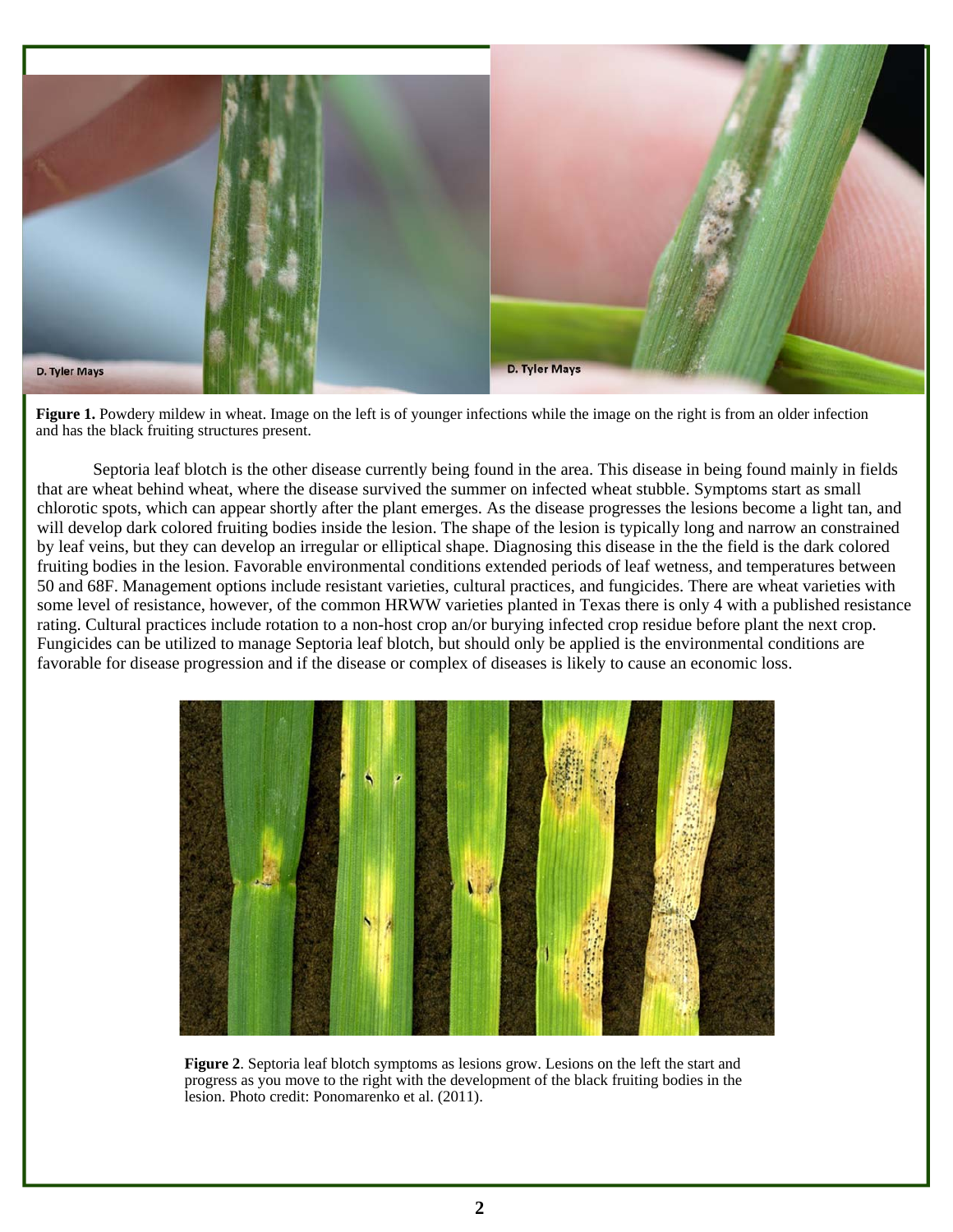**Figure 1.** Powdery mildew in wheat. Image on the left is of younger infections while the image on the right is from an older infection and has the black fruiting structures present.

Septoria leaf blotch is the other disease currently being found in the area. This disease in being found mainly in fields that are wheat behind wheat, where the disease survived the summer on infected wheat stubble. Symptoms start as small chlorotic spots, which can appear shortly after the plant emerges. As the disease progresses the lesions become a light tan, and will develop dark colored fruiting bodies inside the lesion. The shape of the lesion is typically long and narrow an constrained by leaf veins, but they can develop an irregular or elliptical shape. Diagnosing this disease in the the field is the dark colored fruiting bodies in the lesion. Favorable environmental conditions extended periods of leaf wetness, and temperatures between 50 and 68F. Management options include resistant varieties, cultural practices, and fungicides. There are wheat varieties with some level of resistance, however, of the common HRWW varieties planted in Texas there is only 4 with a published resistance rating. Cultural practices include rotation to a non-host crop an/or burying infected crop residue before plant the next crop. Fungicides can be utilized to manage Septoria leaf blotch, but should only be applied is the environmental conditions are favorable for disease progression and if the disease or complex of diseases is likely to cause an economic loss.

**Figure 2**. Septoria leaf blotch symptoms as lesions grow. Lesions on the left the start and progress as you move to the right with the development of the black fruiting bodies in the lesion. Photo credit: Ponomarenko et al. (2011).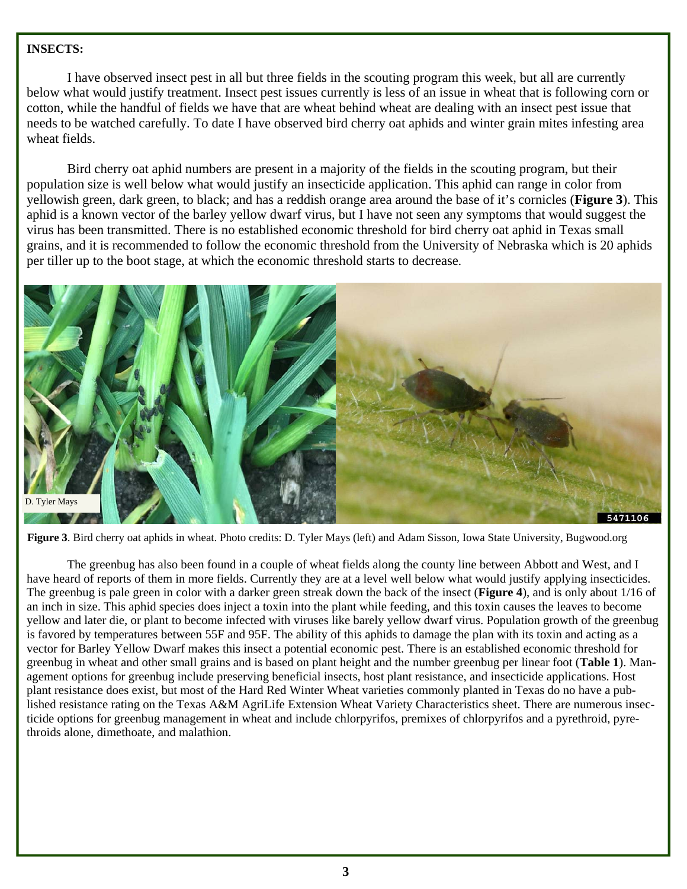**INSECTS:**

I have observed insect pest in all but three fields in the scouting program this week, but all are currently below what would justify treatment. Insect pest issues currently is less of an issue in wheat that is following corn or cotton, while the handful of fields we have that are wheat behind wheat are dealing with an insect pest issue that needs to be watched carefully. To date I have observed bird cherry oat aphids and winter grain mites infesting area wheat fields.

Bird cherry oat aphid numbers are present in a majority of the fields in the scouting program, but their population size is well below what would justify an insecticide application. This aphid can range in color from yellowish green, dark green, to black; and has a reddish orange area around the base of it's cornicles (**Figure 3**). This aphid is a known vector of the barley yellow dwarf virus, but I have not seen any symptoms that would suggest the virus has been transmitted. There is no established economic threshold for bird cherry oat aphid in Texas small grains, and it is recommended to follow the economic threshold from the University of Nebraska which is 20 aphids per tiller up to the boot stage, at which the economic threshold starts to decrease.

**Figure 3**. Bird cherry oat aphids in wheat. Photo credits: D. Tyler Mays (left) and Adam Sisson, Iowa State University, Bugwood.org

The greenbug has also been found in a couple of wheat fields along the county line between Abbott and West, and I have heard of reports of them in more fields. Currently they are at a level well below what would justify applying insecticides. The greenbug is pale green in color with a darker green streak down the back of the insect (**Figure 4**), and is only about 1/16 of an inch in size. This aphid species does inject a toxin into the plant while feeding, and this toxin causes the leaves to become yellow and later die, or plant to become infected with viruses like barely yellow dwarf virus. Population growth of the greenbug is favored by temperatures between 55F and 95F. The ability of this aphids to damage the plan with its toxin and acting as a vector for Barley Yellow Dwarf makes this insect a potential economic pest. There is an established economic threshold for greenbug in wheat and other small grains and is based on plant height and the number greenbug per linear foot (**Table 1**). Management options for greenbug include preserving beneficial insects, host plant resistance, and insecticide applications. Host plant resistance does exist, but most of the Hard Red Winter Wheat varieties commonly planted in Texas do no have a published resistance rating on the Texas A&M AgriLife Extension Wheat Variety Characteristics sheet. There are numerous insecticide options for greenbug management in wheat and include chlorpyrifos, premixes of chlorpyrifos and a pyrethroid, pyrethroids alone, dimethoate, and malathion.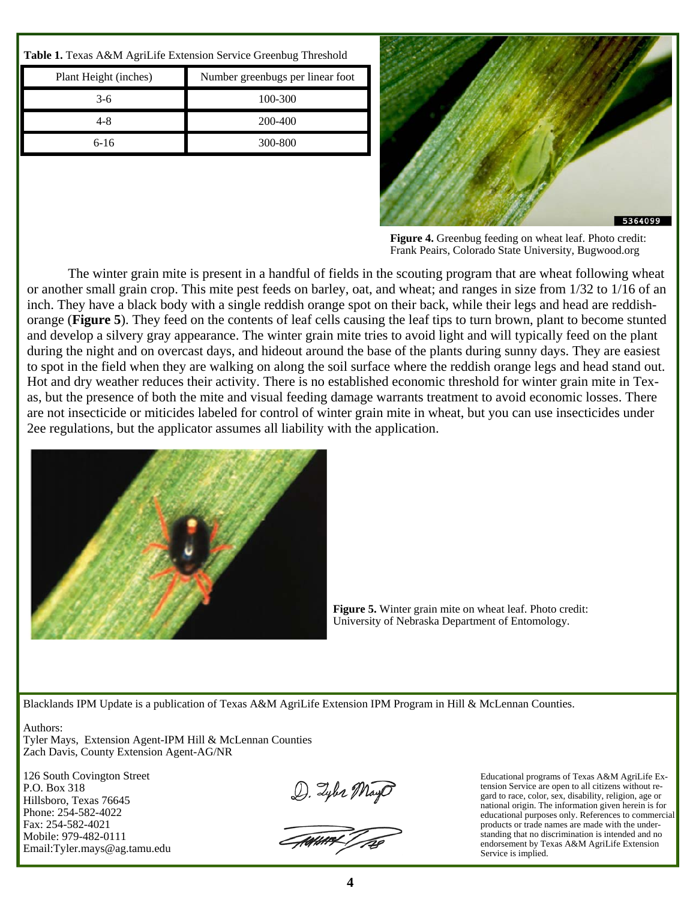**Table 1.** Texas A&M AgriLife Extension Service Greenbug Threshold

| Plant Height (inches) | Number greenbugs per linear foot |
|---|---|
| 3-6 | 100-300 |
| 4-8 | 200-400 |
| 6-16 | 300-800 |

**Figure 4.** Greenbug feeding on wheat leaf. Photo credit: Frank Peairs, Colorado State University, Bugwood.org

The winter grain mite is present in a handful of fields in the scouting program that are wheat following wheat or another small grain crop. This mite pest feeds on barley, oat, and wheat; and ranges in size from 1/32 to 1/16 of an inch. They have a black body with a single reddish orange spot on their back, while their legs and head are reddish-orange (**Figure 5**). They feed on the contents of leaf cells causing the leaf tips to turn brown, plant to become stunted and develop a silvery gray appearance. The winter grain mite tries to avoid light and will typically feed on the plant during the night and on overcast days, and hideout around the base of the plants during sunny days. They are easiest to spot in the field when they are walking on along the soil surface where the reddish orange legs and head stand out. Hot and dry weather reduces their activity. There is no established economic threshold for winter grain mite in Texas, but the presence of both the mite and visual feeding damage warrants treatment to avoid economic losses. There are not insecticide or miticides labeled for control of winter grain mite in wheat, but you can use insecticides under 2ee regulations, but the applicator assumes all liability with the application.

**Figure 5.** Winter grain mite on wheat leaf. Photo credit: University of Nebraska Department of Entomology.

Blacklands IPM Update is a publication of Texas A&M AgriLife Extension IPM Program in Hill & McLennan Counties.

Authors:
Tyler Mays, Extension Agent-IPM Hill & McLennan Counties
Zach Davis, County Extension Agent-AG/NR

126 South Covington Street
P.O. Box 318
Hillsboro, Texas 76645
Phone: 254-582-4022
Fax: 254-582-4021
Mobile: 979-482-0111
Email:Tyler.mays@ag.tamu.edu

Educational programs of Texas A&M AgriLife Extension Service are open to all citizens without regard to race, color, sex, disability, religion, age or national origin. The information given herein is for educational purposes only. References to commercial products or trade names are made with the understanding that no discrimination is intended and no endorsement by Texas A&M AgriLife Extension Service is implied.